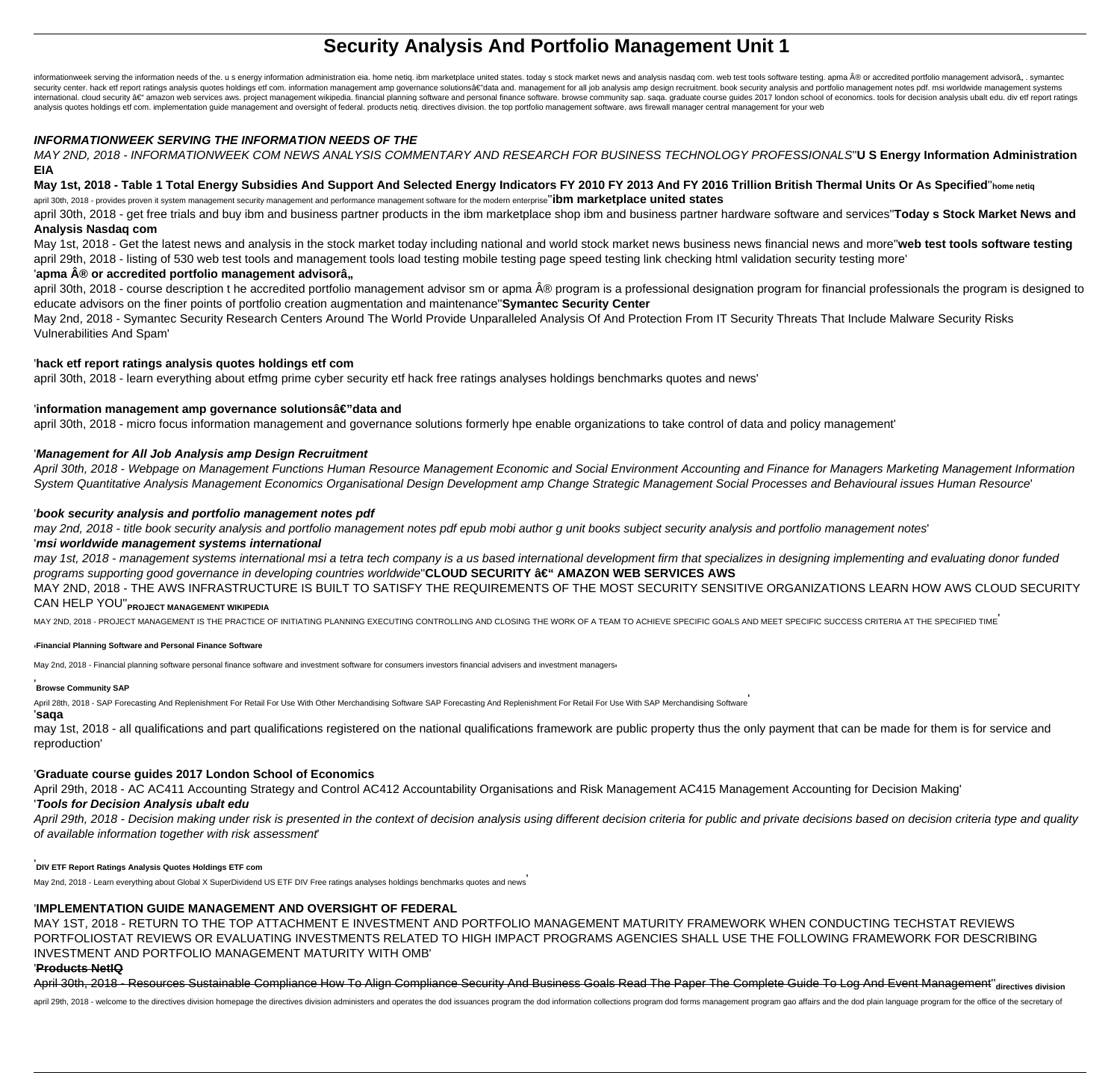# Security Analysis And Portfolio Management Unit 1

informationweek serving the information needs of the. u s energy information administration eia. home netiq. ibm marketplace united states. today s stock market news and analysis nasdaq com. web test tools software testing. apma Â® or accredited portfolio management advisorâ„. symantec security center. hack etf report ratings analysis quotes holdings etf com. information management amp governance solutionsâ€"data and. management for all job analysis amp design recruitment. book security analysis and portfolio management notes pdf. msi worldwide management systems international. cloud security â€" amazon web services aws. project management wikipedia. financial planning software and personal finance software. browse community sap. saqa. graduate course guides 2017 london school of economics. tools for decision analysis ubalt edu. div etf report ratings analysis quotes holdings etf com. implementation guide management and oversight of federal. products netiq. directives division. the top portfolio management software. aws firewall manager central management for your web

***INFORMATIONWEEK SERVING THE INFORMATION NEEDS OF THE***

*MAY 2ND, 2018 - INFORMATIONWEEK COM NEWS ANALYSIS COMMENTARY AND RESEARCH FOR BUSINESS TECHNOLOGY PROFESSIONALS*''**U S Energy Information Administration EIA**

**May 1st, 2018 - Table 1 Total Energy Subsidies And Support And Selected Energy Indicators FY 2010 FY 2013 And FY 2016 Trillion British Thermal Units Or As Specified**''**home netiq**

april 30th, 2018 - provides proven it system management security management and performance management software for the modern enterprise''**ibm marketplace united states**

april 30th, 2018 - get free trials and buy ibm and business partner products in the ibm marketplace shop ibm and business partner hardware software and services''**Today s Stock Market News and Analysis Nasdaq com**

May 1st, 2018 - Get the latest news and analysis in the stock market today including national and world stock market news business news financial news and more''**web test tools software testing**

april 29th, 2018 - listing of 530 web test tools and management tools load testing mobile testing page speed testing link checking html validation security testing more'

'**apma Â® or accredited portfolio management advisorâ„**

april 30th, 2018 - course description t he accredited portfolio management advisor sm or apma Â® program is a professional designation program for financial professionals the program is designed to educate advisors on the finer points of portfolio creation augmentation and maintenance''**Symantec Security Center**

May 2nd, 2018 - Symantec Security Research Centers Around The World Provide Unparalleled Analysis Of And Protection From IT Security Threats That Include Malware Security Risks Vulnerabilities And Spam'

'**hack etf report ratings analysis quotes holdings etf com**

april 30th, 2018 - learn everything about etfmg prime cyber security etf hack free ratings analyses holdings benchmarks quotes and news'

'**information management amp governance solutionsâ€"data and**

april 30th, 2018 - micro focus information management and governance solutions formerly hpe enable organizations to take control of data and policy management'

'***Management for All Job Analysis amp Design Recruitment***

*April 30th, 2018 - Webpage on Management Functions Human Resource Management Economic and Social Environment Accounting and Finance for Managers Marketing Management Information System Quantitative Analysis Management Economics Organisational Design Development amp Change Strategic Management Social Processes and Behavioural issues Human Resource*'

'***book security analysis and portfolio management notes pdf***

*may 2nd, 2018 - title book security analysis and portfolio management notes pdf epub mobi author g unit books subject security analysis and portfolio management notes*'

'***msi worldwide management systems international***

*may 1st, 2018 - management systems international msi a tetra tech company is a us based international development firm that specializes in designing implementing and evaluating donor funded programs supporting good governance in developing countries worldwide*''**CLOUD SECURITY â€" AMAZON WEB SERVICES AWS**

MAY 2ND, 2018 - THE AWS INFRASTRUCTURE IS BUILT TO SATISFY THE REQUIREMENTS OF THE MOST SECURITY SENSITIVE ORGANIZATIONS LEARN HOW AWS CLOUD SECURITY CAN HELP YOU''**PROJECT MANAGEMENT WIKIPEDIA**

MAY 2ND, 2018 - PROJECT MANAGEMENT IS THE PRACTICE OF INITIATING PLANNING EXECUTING CONTROLLING AND CLOSING THE WORK OF A TEAM TO ACHIEVE SPECIFIC GOALS AND MEET SPECIFIC SUCCESS CRITERIA AT THE SPECIFIED TIME'

'**Financial Planning Software and Personal Finance Software**

May 2nd, 2018 - Financial planning software personal finance software and investment software for consumers investors financial advisers and investment managers'

'**Browse Community SAP**

April 28th, 2018 - SAP Forecasting And Replenishment For Retail For Use With Other Merchandising Software SAP Forecasting And Replenishment For Retail For Use With SAP Merchandising Software'

'**saqa**

may 1st, 2018 - all qualifications and part qualifications registered on the national qualifications framework are public property thus the only payment that can be made for them is for service and reproduction'

'**Graduate course guides 2017 London School of Economics**

April 29th, 2018 - AC AC411 Accounting Strategy and Control AC412 Accountability Organisations and Risk Management AC415 Management Accounting for Decision Making'

'***Tools for Decision Analysis ubalt edu***

*April 29th, 2018 - Decision making under risk is presented in the context of decision analysis using different decision criteria for public and private decisions based on decision criteria type and quality of available information together with risk assessment*'

'**DIV ETF Report Ratings Analysis Quotes Holdings ETF com**

May 2nd, 2018 - Learn everything about Global X SuperDividend US ETF DIV Free ratings analyses holdings benchmarks quotes and news'

'**IMPLEMENTATION GUIDE MANAGEMENT AND OVERSIGHT OF FEDERAL**

MAY 1ST, 2018 - RETURN TO THE TOP ATTACHMENT E INVESTMENT AND PORTFOLIO MANAGEMENT MATURITY FRAMEWORK WHEN CONDUCTING TECHSTAT REVIEWS PORTFOLIOSTAT REVIEWS OR EVALUATING INVESTMENTS RELATED TO HIGH IMPACT PROGRAMS AGENCIES SHALL USE THE FOLLOWING FRAMEWORK FOR DESCRIBING INVESTMENT AND PORTFOLIO MANAGEMENT MATURITY WITH OMB'

'**Products NetIQ**

April 30th, 2018 - Resources Sustainable Compliance How To Align Compliance Security And Business Goals Read The Paper The Complete Guide To Log And Event Management''**directives division**

april 29th, 2018 - welcome to the directives division homepage the directives division administers and operates the dod issuances program the dod information collections program dod forms management program gao affairs and the dod plain language program for the office of the secretary of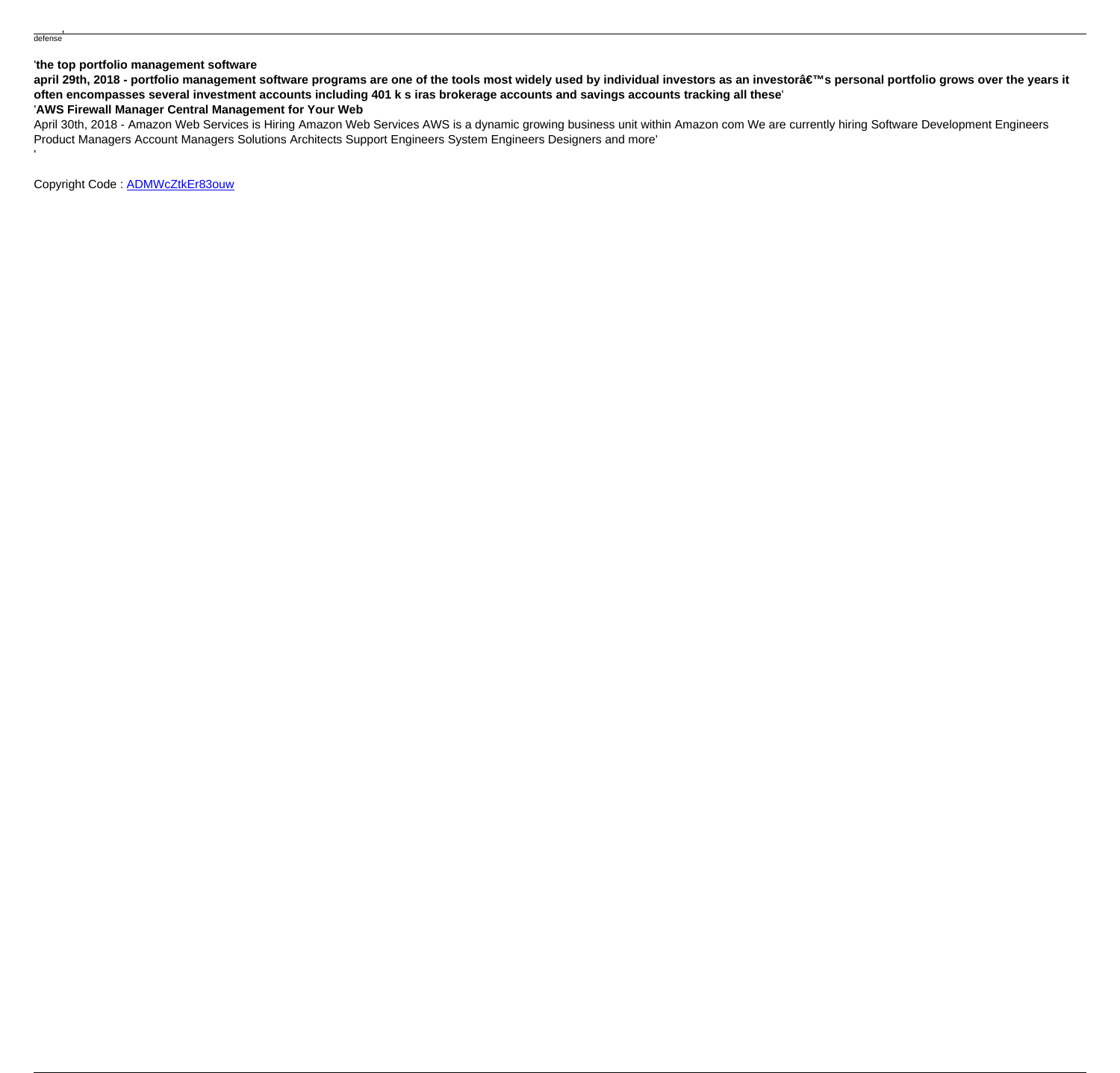defense'

'**the top portfolio management software**
**april 29th, 2018 - portfolio management software programs are one of the tools most widely used by individual investors as an investorâ€™s personal portfolio grows over the years it often encompasses several investment accounts including 401 k s iras brokerage accounts and savings accounts tracking all these**'
'**AWS Firewall Manager Central Management for Your Web**
April 30th, 2018 - Amazon Web Services is Hiring Amazon Web Services AWS is a dynamic growing business unit within Amazon com We are currently hiring Software Development Engineers Product Managers Account Managers Solutions Architects Support Engineers System Engineers Designers and more'
'

Copyright Code : ADMWcZtkEr83ouw